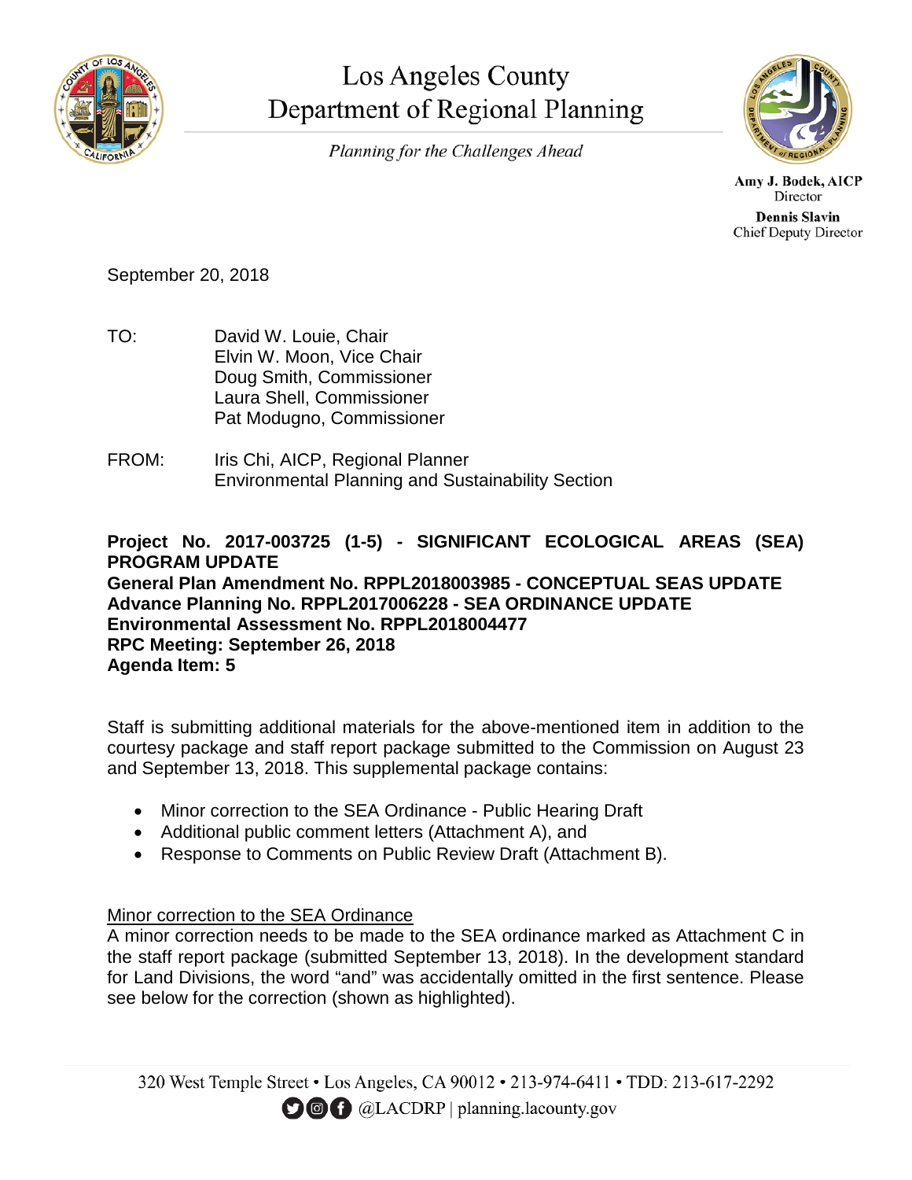# Los Angeles County Department of Regional Planning

*Planning for the Challenges Ahead*

**Amy J. Bodek, AICP**
Director

**Dennis Slavin**
Chief Deputy Director

September 20, 2018

TO: David W. Louie, Chair
Elvin W. Moon, Vice Chair
Doug Smith, Commissioner
Laura Shell, Commissioner
Pat Modugno, Commissioner

FROM: Iris Chi, AICP, Regional Planner
Environmental Planning and Sustainability Section

**Project No. 2017-003725 (1-5) - SIGNIFICANT ECOLOGICAL AREAS (SEA) PROGRAM UPDATE**
**General Plan Amendment No. RPPL2018003985 - CONCEPTUAL SEAS UPDATE**
**Advance Planning No. RPPL2017006228 - SEA ORDINANCE UPDATE**
**Environmental Assessment No. RPPL2018004477**
**RPC Meeting: September 26, 2018**
**Agenda Item: 5**

Staff is submitting additional materials for the above-mentioned item in addition to the courtesy package and staff report package submitted to the Commission on August 23 and September 13, 2018. This supplemental package contains:

- Minor correction to the SEA Ordinance - Public Hearing Draft
- Additional public comment letters (Attachment A), and
- Response to Comments on Public Review Draft (Attachment B).

<u>Minor correction to the SEA Ordinance</u>

A minor correction needs to be made to the SEA ordinance marked as Attachment C in the staff report package (submitted September 13, 2018). In the development standard for Land Divisions, the word "and" was accidentally omitted in the first sentence. Please see below for the correction (shown as highlighted).

320 West Temple Street • Los Angeles, CA 90012 • 213-974-6411 • TDD: 213-617-2292
@LACDRP | planning.lacounty.gov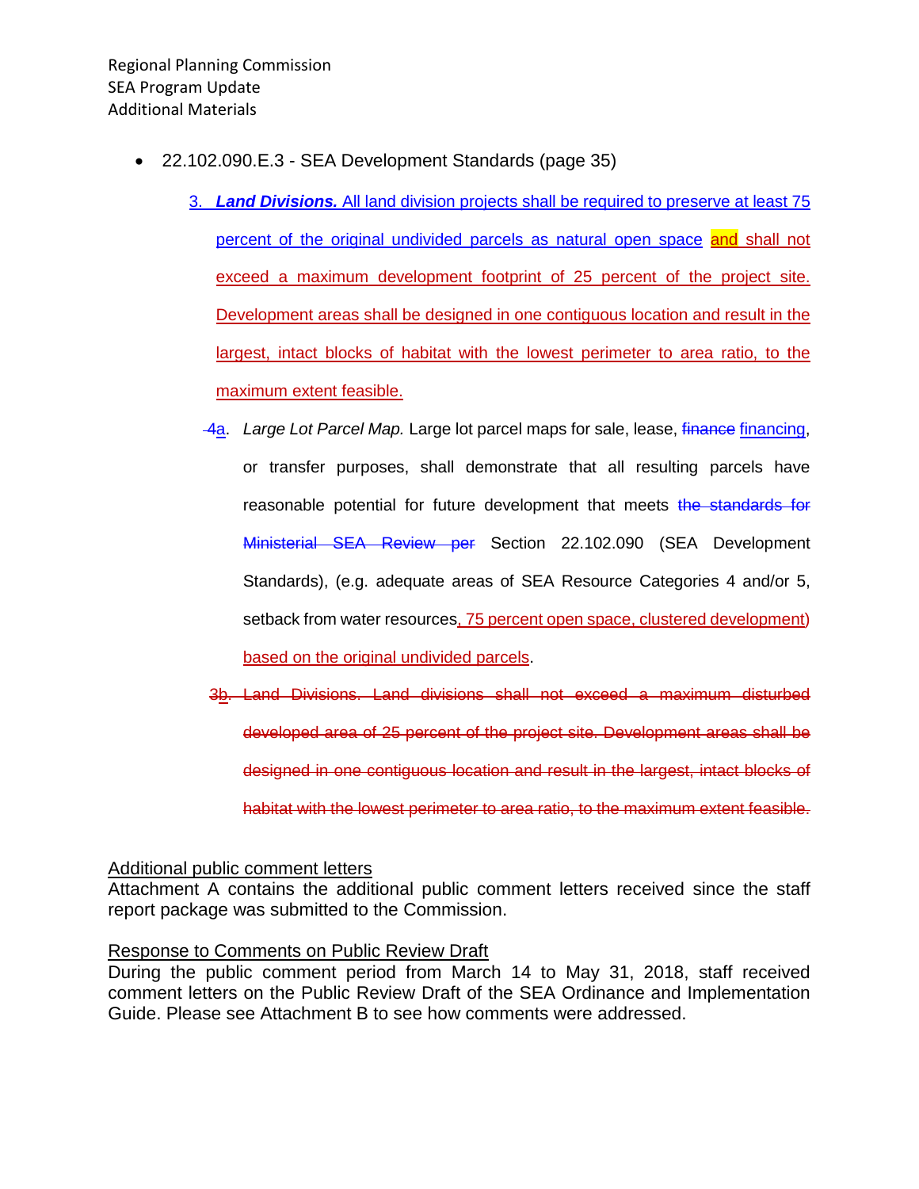- 22.102.090.E.3 - SEA Development Standards (page 35)

  3. ***Land Divisions.*** All land division projects shall be required to preserve at least 75 percent of the original undivided parcels as natural open space and shall not exceed a maximum development footprint of 25 percent of the project site. Development areas shall be designed in one contiguous location and result in the largest, intact blocks of habitat with the lowest perimeter to area ratio, to the maximum extent feasible.

     ~~4~~a. *Large Lot Parcel Map.* Large lot parcel maps for sale, lease, ~~finance~~ financing, or transfer purposes, shall demonstrate that all resulting parcels have reasonable potential for future development that meets ~~the standards for Ministerial SEA Review per~~ Section 22.102.090 (SEA Development Standards), (e.g. adequate areas of SEA Resource Categories 4 and/or 5, setback from water resources, 75 percent open space, clustered development) based on the original undivided parcels.

     ~~3~~b. ~~Land Divisions. Land divisions shall not exceed a maximum disturbed developed area of 25 percent of the project site. Development areas shall be designed in one contiguous location and result in the largest, intact blocks of habitat with the lowest perimeter to area ratio, to the maximum extent feasible.~~

Additional public comment letters

Attachment A contains the additional public comment letters received since the staff report package was submitted to the Commission.

Response to Comments on Public Review Draft

During the public comment period from March 14 to May 31, 2018, staff received comment letters on the Public Review Draft of the SEA Ordinance and Implementation Guide. Please see Attachment B to see how comments were addressed.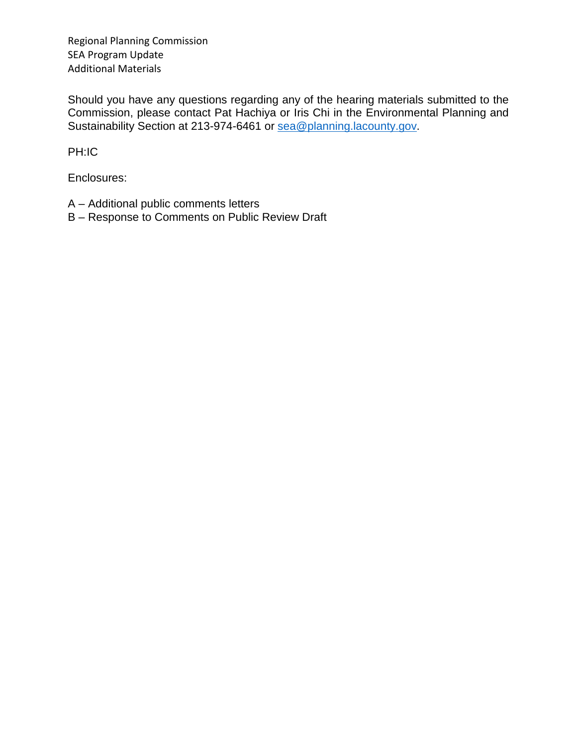Regional Planning Commission
SEA Program Update
Additional Materials

Should you have any questions regarding any of the hearing materials submitted to the Commission, please contact Pat Hachiya or Iris Chi in the Environmental Planning and Sustainability Section at 213-974-6461 or sea@planning.lacounty.gov.

PH:IC

Enclosures:

A – Additional public comments letters
B – Response to Comments on Public Review Draft